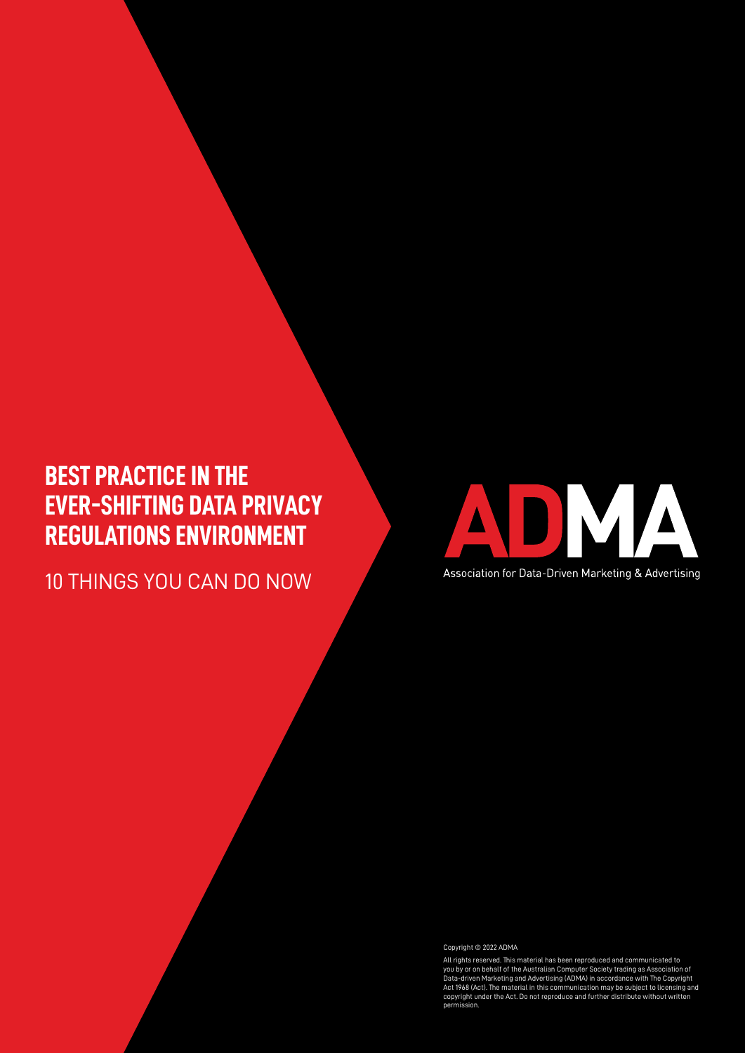# BEST PRACTICE IN THE EVER-SHIFTING DATA PRIVACY REGULATIONS ENVIRONMENT

10 THINGS YOU CAN DO NOW

ADMA

Association for Data-Driven Marketing & Advertising

Copyright © 2022 ADMA

All rights reserved. This material has been reproduced and communicated to you by or on behalf of the Australian Computer Society trading as Association of Data-driven Marketing and Advertising (ADMA) in accordance with The Copyright Act 1968 (Act). The material in this communication may be subject to licensing and copyright under the Act. Do not reproduce and further distribute without written permission.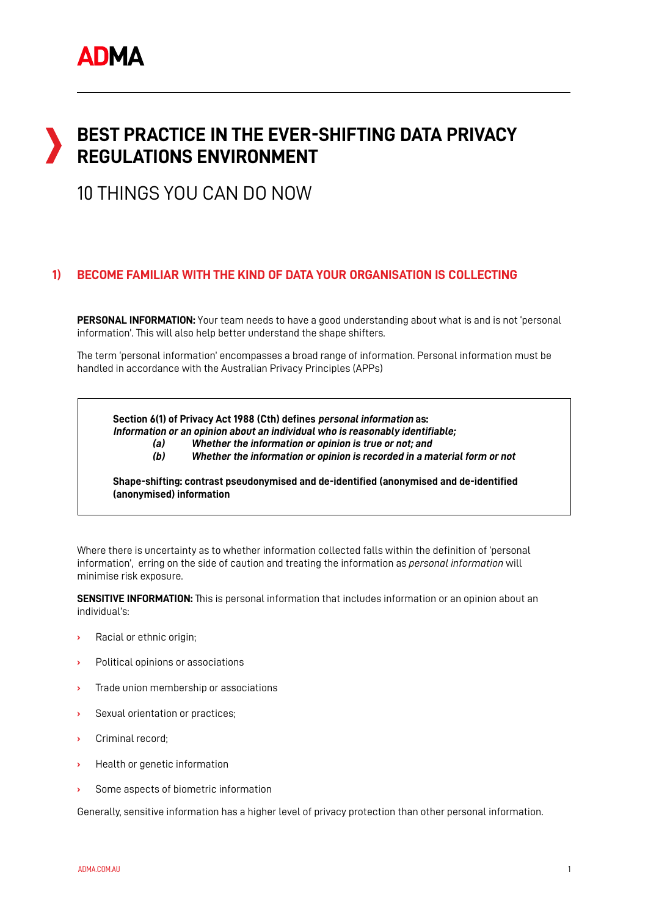ADMA

# BEST PRACTICE IN THE EVER-SHIFTING DATA PRIVACY REGULATIONS ENVIRONMENT

## 10 THINGS YOU CAN DO NOW

### 1) BECOME FAMILIAR WITH THE KIND OF DATA YOUR ORGANISATION IS COLLECTING

**PERSONAL INFORMATION:** Your team needs to have a good understanding about what is and is not 'personal information'. This will also help better understand the shape shifters.

The term 'personal information' encompasses a broad range of information. Personal information must be handled in accordance with the Australian Privacy Principles (APPs)

> **Section 6(1) of Privacy Act 1988 (Cth) defines *personal information* as:**
> ***Information or an opinion about an individual who is reasonably identifiable;***
> ***(a) Whether the information or opinion is true or not; and***
> ***(b) Whether the information or opinion is recorded in a material form or not***
>
> **Shape-shifting: contrast pseudonymised and de-identified (anonymised and de-identified (anonymised) information**

Where there is uncertainty as to whether information collected falls within the definition of 'personal information', erring on the side of caution and treating the information as *personal information* will minimise risk exposure.

**SENSITIVE INFORMATION:** This is personal information that includes information or an opinion about an individual's:

- Racial or ethnic origin;
- Political opinions or associations
- Trade union membership or associations
- Sexual orientation or practices;
- Criminal record;
- Health or genetic information
- Some aspects of biometric information

Generally, sensitive information has a higher level of privacy protection than other personal information.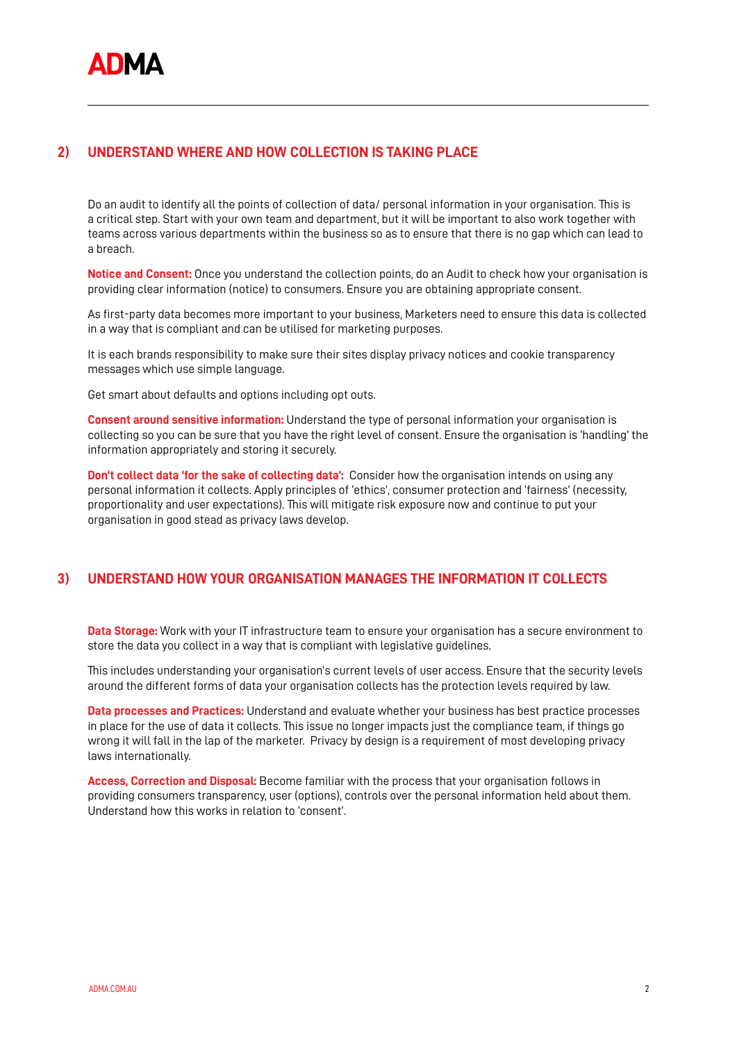## 2) UNDERSTAND WHERE AND HOW COLLECTION IS TAKING PLACE

Do an audit to identify all the points of collection of data/ personal information in your organisation. This is a critical step. Start with your own team and department, but it will be important to also work together with teams across various departments within the business so as to ensure that there is no gap which can lead to a breach.

**Notice and Consent:** Once you understand the collection points, do an Audit to check how your organisation is providing clear information (notice) to consumers. Ensure you are obtaining appropriate consent.

As first-party data becomes more important to your business, Marketers need to ensure this data is collected in a way that is compliant and can be utilised for marketing purposes.

It is each brands responsibility to make sure their sites display privacy notices and cookie transparency messages which use simple language.

Get smart about defaults and options including opt outs.

**Consent around sensitive information:** Understand the type of personal information your organisation is collecting so you can be sure that you have the right level of consent. Ensure the organisation is 'handling' the information appropriately and storing it securely.

**Don't collect data 'for the sake of collecting data':** Consider how the organisation intends on using any personal information it collects. Apply principles of 'ethics', consumer protection and 'fairness' (necessity, proportionality and user expectations). This will mitigate risk exposure now and continue to put your organisation in good stead as privacy laws develop.

## 3) UNDERSTAND HOW YOUR ORGANISATION MANAGES THE INFORMATION IT COLLECTS

**Data Storage:** Work with your IT infrastructure team to ensure your organisation has a secure environment to store the data you collect in a way that is compliant with legislative guidelines.

This includes understanding your organisation's current levels of user access. Ensure that the security levels around the different forms of data your organisation collects has the protection levels required by law.

**Data processes and Practices:** Understand and evaluate whether your business has best practice processes in place for the use of data it collects. This issue no longer impacts just the compliance team, if things go wrong it will fall in the lap of the marketer. Privacy by design is a requirement of most developing privacy laws internationally.

**Access, Correction and Disposal:** Become familiar with the process that your organisation follows in providing consumers transparency, user (options), controls over the personal information held about them. Understand how this works in relation to 'consent'.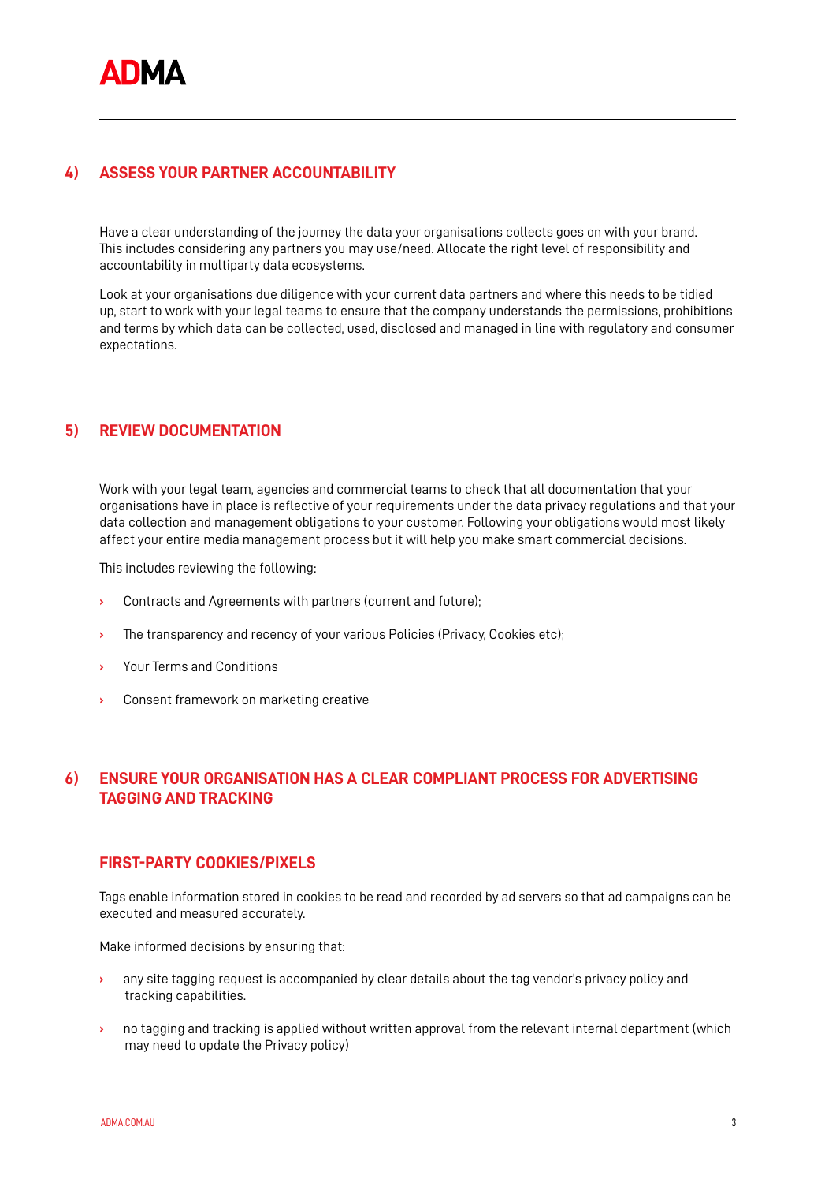## 4) ASSESS YOUR PARTNER ACCOUNTABILITY

Have a clear understanding of the journey the data your organisations collects goes on with your brand. This includes considering any partners you may use/need. Allocate the right level of responsibility and accountability in multiparty data ecosystems.

Look at your organisations due diligence with your current data partners and where this needs to be tidied up, start to work with your legal teams to ensure that the company understands the permissions, prohibitions and terms by which data can be collected, used, disclosed and managed in line with regulatory and consumer expectations.

## 5) REVIEW DOCUMENTATION

Work with your legal team, agencies and commercial teams to check that all documentation that your organisations have in place is reflective of your requirements under the data privacy regulations and that your data collection and management obligations to your customer. Following your obligations would most likely affect your entire media management process but it will help you make smart commercial decisions.

This includes reviewing the following:

- Contracts and Agreements with partners (current and future);
- The transparency and recency of your various Policies (Privacy, Cookies etc);
- Your Terms and Conditions
- Consent framework on marketing creative

## 6) ENSURE YOUR ORGANISATION HAS A CLEAR COMPLIANT PROCESS FOR ADVERTISING TAGGING AND TRACKING

### FIRST-PARTY COOKIES/PIXELS

Tags enable information stored in cookies to be read and recorded by ad servers so that ad campaigns can be executed and measured accurately.

Make informed decisions by ensuring that:

- any site tagging request is accompanied by clear details about the tag vendor's privacy policy and tracking capabilities.
- no tagging and tracking is applied without written approval from the relevant internal department (which may need to update the Privacy policy)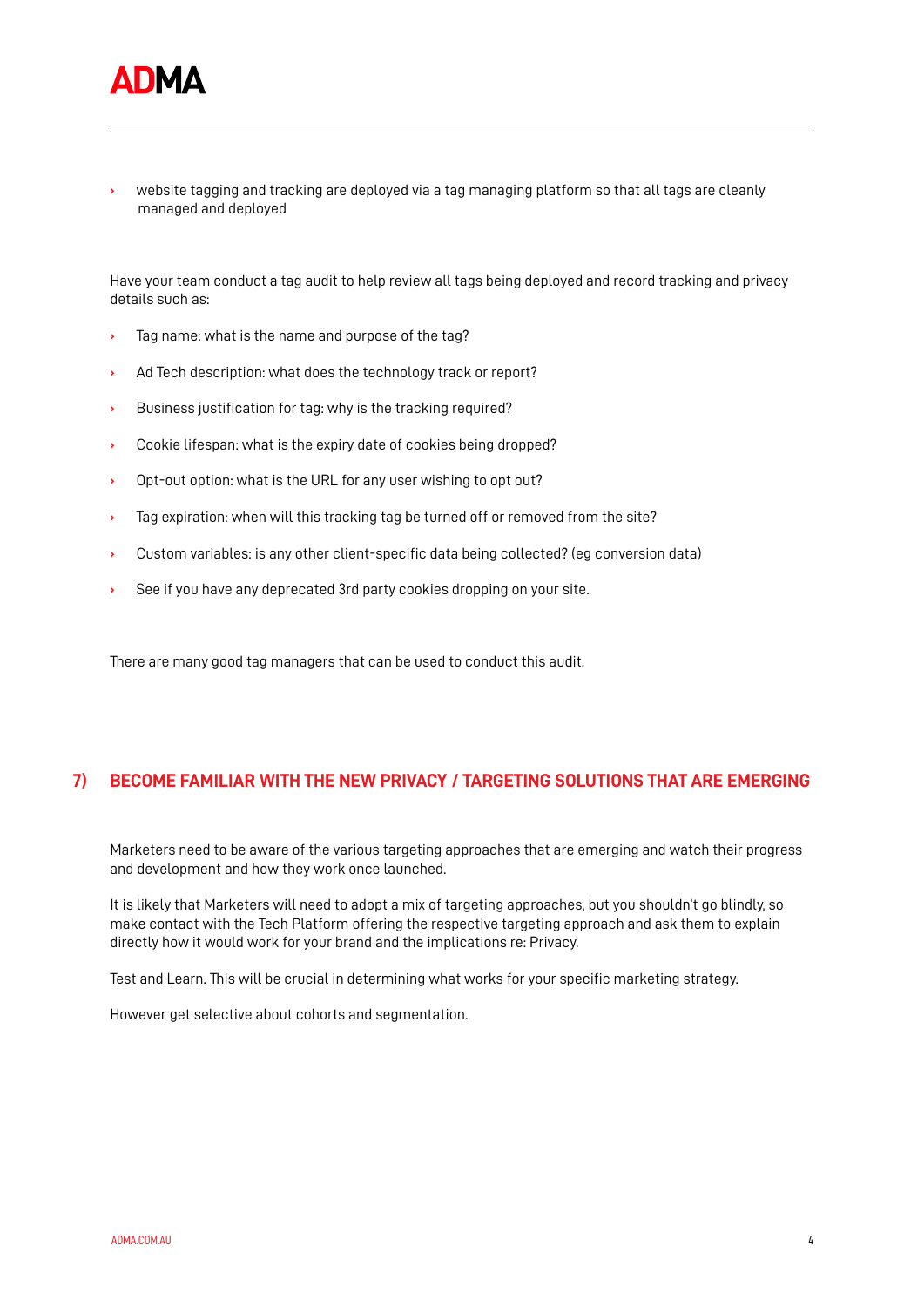- website tagging and tracking are deployed via a tag managing platform so that all tags are cleanly managed and deployed

Have your team conduct a tag audit to help review all tags being deployed and record tracking and privacy details such as:

- Tag name: what is the name and purpose of the tag?
- Ad Tech description: what does the technology track or report?
- Business justification for tag: why is the tracking required?
- Cookie lifespan: what is the expiry date of cookies being dropped?
- Opt-out option: what is the URL for any user wishing to opt out?
- Tag expiration: when will this tracking tag be turned off or removed from the site?
- Custom variables: is any other client-specific data being collected? (eg conversion data)
- See if you have any deprecated 3rd party cookies dropping on your site.

There are many good tag managers that can be used to conduct this audit.

## 7) BECOME FAMILIAR WITH THE NEW PRIVACY / TARGETING SOLUTIONS THAT ARE EMERGING

Marketers need to be aware of the various targeting approaches that are emerging and watch their progress and development and how they work once launched.

It is likely that Marketers will need to adopt a mix of targeting approaches, but you shouldn't go blindly, so make contact with the Tech Platform offering the respective targeting approach and ask them to explain directly how it would work for your brand and the implications re: Privacy.

Test and Learn. This will be crucial in determining what works for your specific marketing strategy.

However get selective about cohorts and segmentation.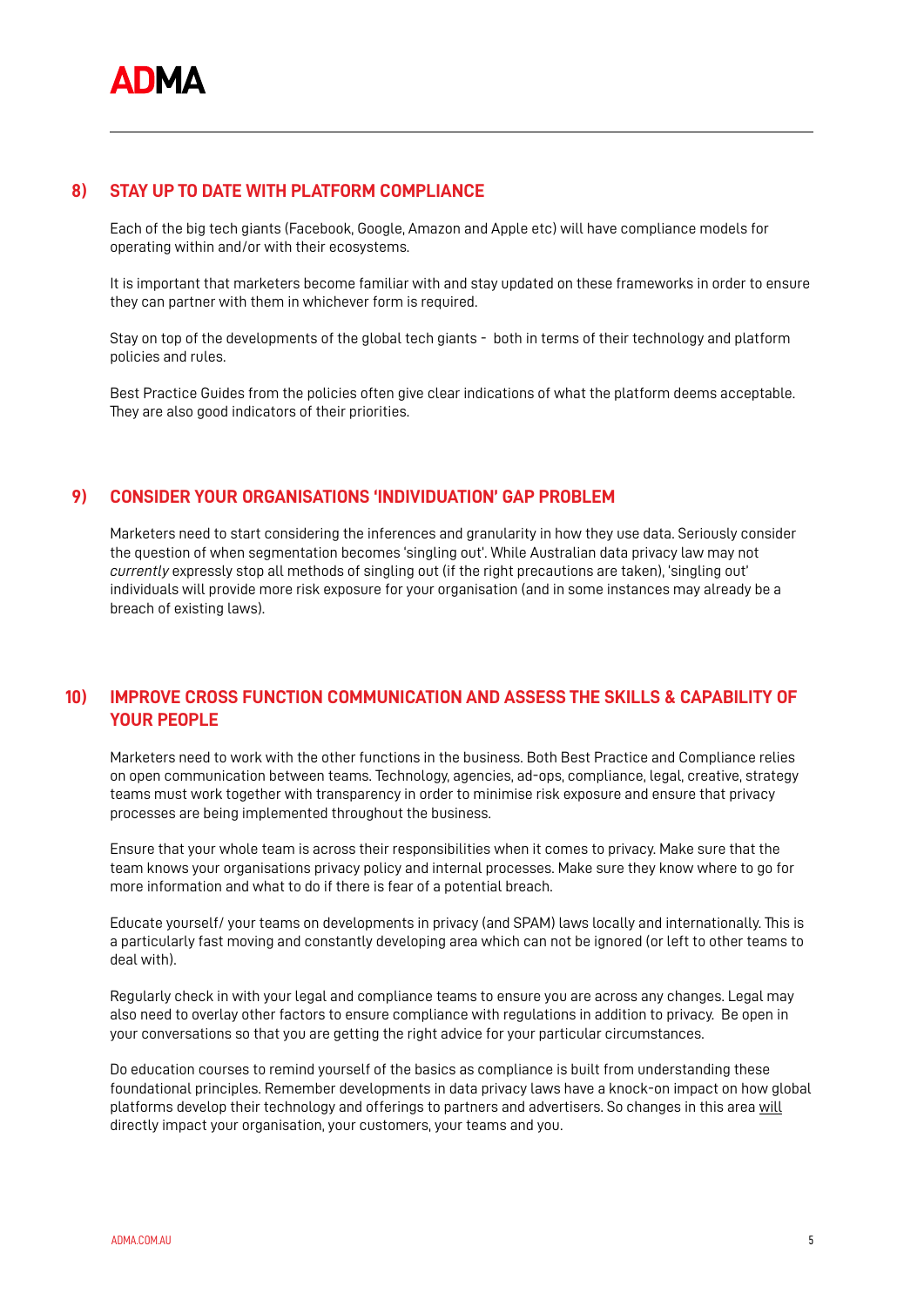## 8) STAY UP TO DATE WITH PLATFORM COMPLIANCE

Each of the big tech giants (Facebook, Google, Amazon and Apple etc) will have compliance models for operating within and/or with their ecosystems.

It is important that marketers become familiar with and stay updated on these frameworks in order to ensure they can partner with them in whichever form is required.

Stay on top of the developments of the global tech giants - both in terms of their technology and platform policies and rules.

Best Practice Guides from the policies often give clear indications of what the platform deems acceptable. They are also good indicators of their priorities.

## 9) CONSIDER YOUR ORGANISATIONS 'INDIVIDUATION' GAP PROBLEM

Marketers need to start considering the inferences and granularity in how they use data. Seriously consider the question of when segmentation becomes 'singling out'. While Australian data privacy law may not *currently* expressly stop all methods of singling out (if the right precautions are taken), 'singling out' individuals will provide more risk exposure for your organisation (and in some instances may already be a breach of existing laws).

## 10) IMPROVE CROSS FUNCTION COMMUNICATION AND ASSESS THE SKILLS & CAPABILITY OF YOUR PEOPLE

Marketers need to work with the other functions in the business. Both Best Practice and Compliance relies on open communication between teams. Technology, agencies, ad-ops, compliance, legal, creative, strategy teams must work together with transparency in order to minimise risk exposure and ensure that privacy processes are being implemented throughout the business.

Ensure that your whole team is across their responsibilities when it comes to privacy. Make sure that the team knows your organisations privacy policy and internal processes. Make sure they know where to go for more information and what to do if there is fear of a potential breach.

Educate yourself/ your teams on developments in privacy (and SPAM) laws locally and internationally. This is a particularly fast moving and constantly developing area which can not be ignored (or left to other teams to deal with).

Regularly check in with your legal and compliance teams to ensure you are across any changes. Legal may also need to overlay other factors to ensure compliance with regulations in addition to privacy. Be open in your conversations so that you are getting the right advice for your particular circumstances.

Do education courses to remind yourself of the basics as compliance is built from understanding these foundational principles. Remember developments in data privacy laws have a knock-on impact on how global platforms develop their technology and offerings to partners and advertisers. So changes in this area <u>will</u> directly impact your organisation, your customers, your teams and you.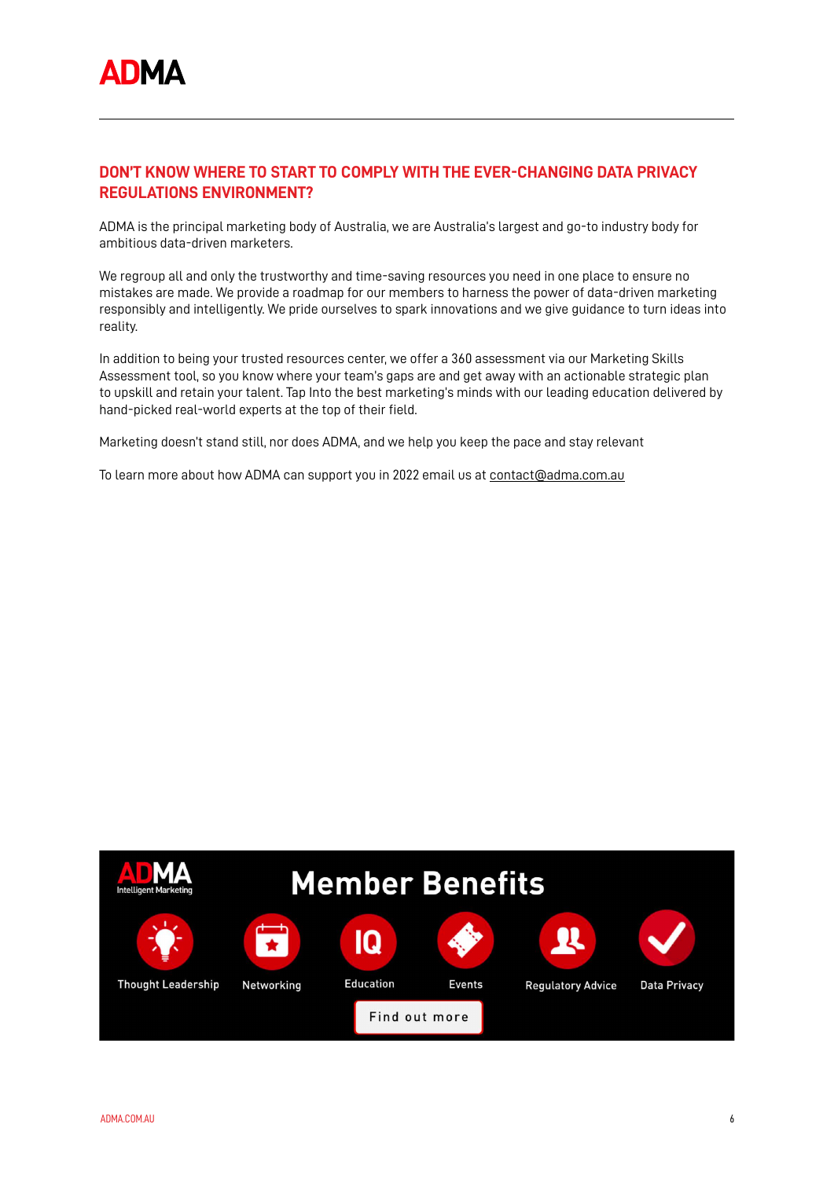## DON'T KNOW WHERE TO START TO COMPLY WITH THE EVER-CHANGING DATA PRIVACY REGULATIONS ENVIRONMENT?

ADMA is the principal marketing body of Australia, we are Australia's largest and go-to industry body for ambitious data-driven marketers.

We regroup all and only the trustworthy and time-saving resources you need in one place to ensure no mistakes are made. We provide a roadmap for our members to harness the power of data-driven marketing responsibly and intelligently. We pride ourselves to spark innovations and we give guidance to turn ideas into reality.

In addition to being your trusted resources center, we offer a 360 assessment via our Marketing Skills Assessment tool, so you know where your team's gaps are and get away with an actionable strategic plan to upskill and retain your talent. Tap Into the best marketing's minds with our leading education delivered by hand-picked real-world experts at the top of their field.

Marketing doesn't stand still, nor does ADMA, and we help you keep the pace and stay relevant

To learn more about how ADMA can support you in 2022 email us at contact@adma.com.au

ADMA Intelligent Marketing

Member Benefits

Thought Leadership

Networking

Education

Events

Regulatory Advice

Data Privacy

Find out more